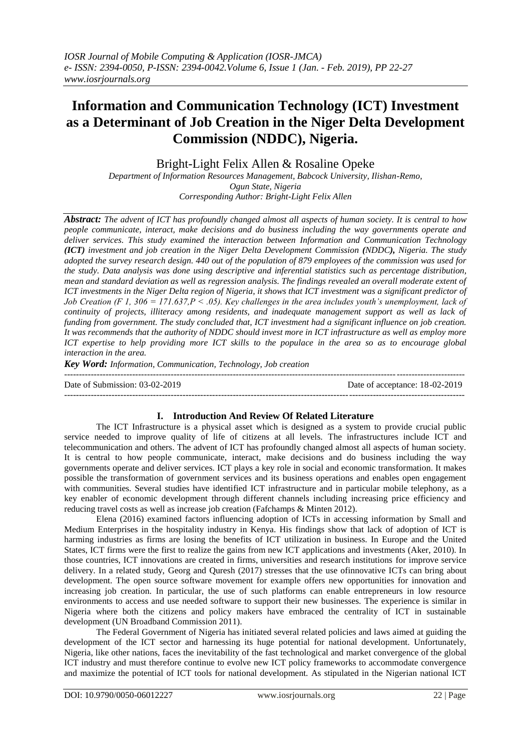# Information and Communication Technology (ICT) Investment as a Determinant of Job Creation in the Niger Delta Development Commission (NDDC), Nigeria.

Bright-Light Felix Allen & Rosaline Opeke

*Department of Information Resources Management, Babcock University, Ilishan-Remo, Ogun State, Nigeria*
*Corresponding Author: Bright-Light Felix Allen*

***Abstract:*** *The advent of ICT has profoundly changed almost all aspects of human society. It is central to how people communicate, interact, make decisions and do business including the way governments operate and deliver services. This study examined the interaction between Information and Communication Technology **(ICT)** investment and job creation in the Niger Delta Development Commission **(**NDDC**)**, Nigeria. The study adopted the survey research design. 440 out of the population of 879 employees of the commission was used for the study. Data analysis was done using descriptive and inferential statistics such as percentage distribution, mean and standard deviation as well as regression analysis. The findings revealed an overall moderate extent of ICT investments in the Niger Delta region of Nigeria, it shows that ICT investment was a significant predictor of Job Creation ($F_{1, 306} = 171.637, P < .05$). Key challenges in the area includes youth's unemployment, lack of continuity of projects, illiteracy among residents, and inadequate management support as well as lack of funding from government. The study concluded that, ICT investment had a significant influence on job creation. It was recommends that the authority of NDDC should invest more in ICT infrastructure as well as employ more ICT expertise to help providing more ICT skills to the populace in the area so as to encourage global interaction in the area.*

***Key Word:*** *Information, Communication, Technology, Job creation*

---

Date of Submission: 03-02-2019 | Date of acceptance: 18-02-2019

---

## I. Introduction And Review Of Related Literature

The ICT Infrastructure is a physical asset which is designed as a system to provide crucial public service needed to improve quality of life of citizens at all levels. The infrastructures include ICT and telecommunication and others. The advent of ICT has profoundly changed almost all aspects of human society. It is central to how people communicate, interact, make decisions and do business including the way governments operate and deliver services. ICT plays a key role in social and economic transformation. It makes possible the transformation of government services and its business operations and enables open engagement with communities. Several studies have identified ICT infrastructure and in particular mobile telephony, as a key enabler of economic development through different channels including increasing price efficiency and reducing travel costs as well as increase job creation (Fafchamps & Minten 2012).

Elena (2016) examined factors influencing adoption of ICTs in accessing information by Small and Medium Enterprises in the hospitality industry in Kenya. His findings show that lack of adoption of ICT is harming industries as firms are losing the benefits of ICT utilization in business. In Europe and the United States, ICT firms were the first to realize the gains from new ICT applications and investments (Aker, 2010). In those countries, ICT innovations are created in firms, universities and research institutions for improve service delivery. In a related study, Georg and Quresh (2017) stresses that the use ofinnovative ICTs can bring about development. The open source software movement for example offers new opportunities for innovation and increasing job creation. In particular, the use of such platforms can enable entrepreneurs in low resource environments to access and use needed software to support their new businesses. The experience is similar in Nigeria where both the citizens and policy makers have embraced the centrality of ICT in sustainable development (UN Broadband Commission 2011).

The Federal Government of Nigeria has initiated several related policies and laws aimed at guiding the development of the ICT sector and harnessing its huge potential for national development. Unfortunately, Nigeria, like other nations, faces the inevitability of the fast technological and market convergence of the global ICT industry and must therefore continue to evolve new ICT policy frameworks to accommodate convergence and maximize the potential of ICT tools for national development. As stipulated in the Nigerian national ICT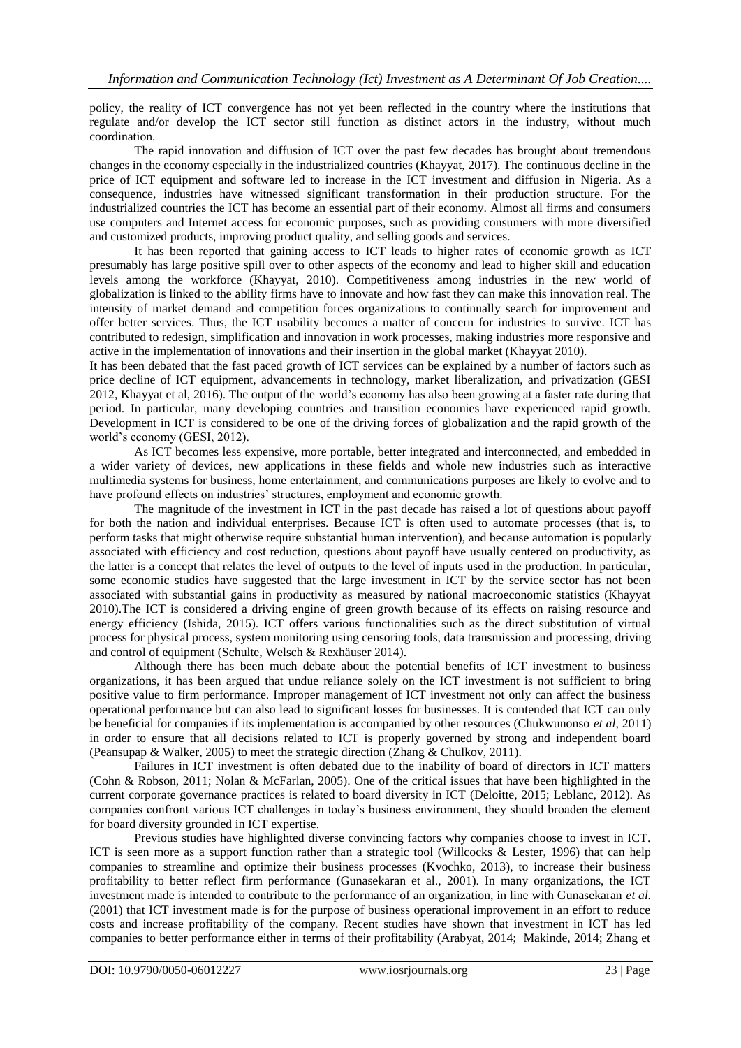policy, the reality of ICT convergence has not yet been reflected in the country where the institutions that regulate and/or develop the ICT sector still function as distinct actors in the industry, without much coordination.

The rapid innovation and diffusion of ICT over the past few decades has brought about tremendous changes in the economy especially in the industrialized countries (Khayyat, 2017). The continuous decline in the price of ICT equipment and software led to increase in the ICT investment and diffusion in Nigeria. As a consequence, industries have witnessed significant transformation in their production structure. For the industrialized countries the ICT has become an essential part of their economy. Almost all firms and consumers use computers and Internet access for economic purposes, such as providing consumers with more diversified and customized products, improving product quality, and selling goods and services.

It has been reported that gaining access to ICT leads to higher rates of economic growth as ICT presumably has large positive spill over to other aspects of the economy and lead to higher skill and education levels among the workforce (Khayyat, 2010). Competitiveness among industries in the new world of globalization is linked to the ability firms have to innovate and how fast they can make this innovation real. The intensity of market demand and competition forces organizations to continually search for improvement and offer better services. Thus, the ICT usability becomes a matter of concern for industries to survive. ICT has contributed to redesign, simplification and innovation in work processes, making industries more responsive and active in the implementation of innovations and their insertion in the global market (Khayyat 2010).

It has been debated that the fast paced growth of ICT services can be explained by a number of factors such as price decline of ICT equipment, advancements in technology, market liberalization, and privatization (GESI 2012, Khayyat et al, 2016). The output of the world's economy has also been growing at a faster rate during that period. In particular, many developing countries and transition economies have experienced rapid growth. Development in ICT is considered to be one of the driving forces of globalization and the rapid growth of the world's economy (GESI, 2012).

As ICT becomes less expensive, more portable, better integrated and interconnected, and embedded in a wider variety of devices, new applications in these fields and whole new industries such as interactive multimedia systems for business, home entertainment, and communications purposes are likely to evolve and to have profound effects on industries' structures, employment and economic growth.

The magnitude of the investment in ICT in the past decade has raised a lot of questions about payoff for both the nation and individual enterprises. Because ICT is often used to automate processes (that is, to perform tasks that might otherwise require substantial human intervention), and because automation is popularly associated with efficiency and cost reduction, questions about payoff have usually centered on productivity, as the latter is a concept that relates the level of outputs to the level of inputs used in the production. In particular, some economic studies have suggested that the large investment in ICT by the service sector has not been associated with substantial gains in productivity as measured by national macroeconomic statistics (Khayyat 2010).The ICT is considered a driving engine of green growth because of its effects on raising resource and energy efficiency (Ishida, 2015). ICT offers various functionalities such as the direct substitution of virtual process for physical process, system monitoring using censoring tools, data transmission and processing, driving and control of equipment (Schulte, Welsch & Rexhäuser 2014).

Although there has been much debate about the potential benefits of ICT investment to business organizations, it has been argued that undue reliance solely on the ICT investment is not sufficient to bring positive value to firm performance. Improper management of ICT investment not only can affect the business operational performance but can also lead to significant losses for businesses. It is contended that ICT can only be beneficial for companies if its implementation is accompanied by other resources (Chukwunonso *et al*, 2011) in order to ensure that all decisions related to ICT is properly governed by strong and independent board (Peansupap & Walker, 2005) to meet the strategic direction (Zhang & Chulkov, 2011).

Failures in ICT investment is often debated due to the inability of board of directors in ICT matters (Cohn & Robson, 2011; Nolan & McFarlan, 2005). One of the critical issues that have been highlighted in the current corporate governance practices is related to board diversity in ICT (Deloitte, 2015; Leblanc, 2012). As companies confront various ICT challenges in today's business environment, they should broaden the element for board diversity grounded in ICT expertise.

Previous studies have highlighted diverse convincing factors why companies choose to invest in ICT. ICT is seen more as a support function rather than a strategic tool (Willcocks & Lester, 1996) that can help companies to streamline and optimize their business processes (Kvochko, 2013), to increase their business profitability to better reflect firm performance (Gunasekaran et al., 2001). In many organizations, the ICT investment made is intended to contribute to the performance of an organization, in line with Gunasekaran *et al.* (2001) that ICT investment made is for the purpose of business operational improvement in an effort to reduce costs and increase profitability of the company. Recent studies have shown that investment in ICT has led companies to better performance either in terms of their profitability (Arabyat, 2014; Makinde, 2014; Zhang et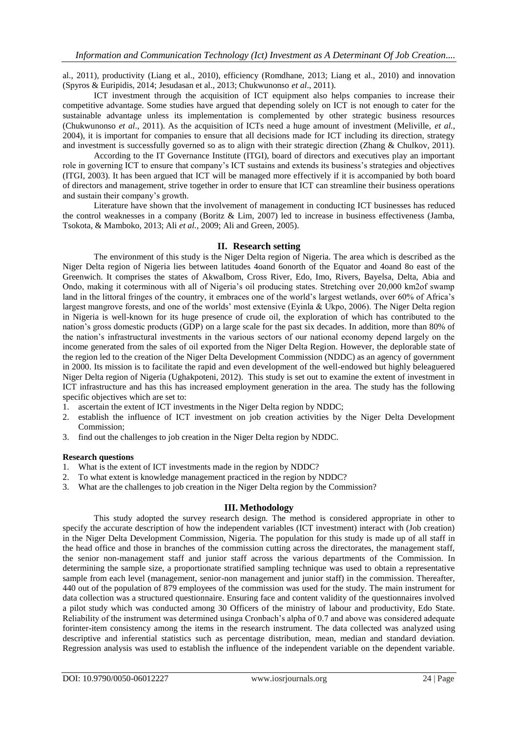al., 2011), productivity (Liang et al., 2010), efficiency (Romdhane, 2013; Liang et al., 2010) and innovation (Spyros & Euripidis, 2014; Jesudasan et al., 2013; Chukwunonso *et al*., 2011).

ICT investment through the acquisition of ICT equipment also helps companies to increase their competitive advantage. Some studies have argued that depending solely on ICT is not enough to cater for the sustainable advantage unless its implementation is complemented by other strategic business resources (Chukwunonso *et al*., 2011). As the acquisition of ICTs need a huge amount of investment (Meliville, *et al.*, 2004), it is important for companies to ensure that all decisions made for ICT including its direction, strategy and investment is successfully governed so as to align with their strategic direction (Zhang & Chulkov, 2011).

According to the IT Governance Institute (ITGI), board of directors and executives play an important role in governing ICT to ensure that company's ICT sustains and extends its business's strategies and objectives (ITGI, 2003). It has been argued that ICT will be managed more effectively if it is accompanied by both board of directors and management, strive together in order to ensure that ICT can streamline their business operations and sustain their company's growth.

Literature have shown that the involvement of management in conducting ICT businesses has reduced the control weaknesses in a company (Boritz & Lim, 2007) led to increase in business effectiveness (Jamba, Tsokota, & Mamboko, 2013; Ali *et al.*, 2009; Ali and Green, 2005).

## II. Research setting

The environment of this study is the Niger Delta region of Nigeria. The area which is described as the Niger Delta region of Nigeria lies between latitudes 4oand 6onorth of the Equator and 4oand 8o east of the Greenwich. It comprises the states of AkwaIbom, Cross River, Edo, Imo, Rivers, Bayelsa, Delta, Abia and Ondo, making it coterminous with all of Nigeria's oil producing states. Stretching over 20,000 km2of swamp land in the littoral fringes of the country, it embraces one of the world's largest wetlands, over 60% of Africa's largest mangrove forests, and one of the worlds' most extensive (Eyinla & Ukpo, 2006). The Niger Delta region in Nigeria is well-known for its huge presence of crude oil, the exploration of which has contributed to the nation's gross domestic products (GDP) on a large scale for the past six decades. In addition, more than 80% of the nation's infrastructural investments in the various sectors of our national economy depend largely on the income generated from the sales of oil exported from the Niger Delta Region. However, the deplorable state of the region led to the creation of the Niger Delta Development Commission (NDDC) as an agency of government in 2000. Its mission is to facilitate the rapid and even development of the well-endowed but highly beleaguered Niger Delta region of Nigeria (Ughakpoteni, 2012). This study is set out to examine the extent of investment in ICT infrastructure and has this has increased employment generation in the area. The study has the following specific objectives which are set to:

1. ascertain the extent of ICT investments in the Niger Delta region by NDDC;
2. establish the influence of ICT investment on job creation activities by the Niger Delta Development Commission;
3. find out the challenges to job creation in the Niger Delta region by NDDC.

**Research questions**

1. What is the extent of ICT investments made in the region by NDDC?
2. To what extent is knowledge management practiced in the region by NDDC?
3. What are the challenges to job creation in the Niger Delta region by the Commission?

## III. Methodology

This study adopted the survey research design. The method is considered appropriate in other to specify the accurate description of how the independent variables (ICT investment) interact with (Job creation) in the Niger Delta Development Commission, Nigeria. The population for this study is made up of all staff in the head office and those in branches of the commission cutting across the directorates, the management staff, the senior non-management staff and junior staff across the various departments of the Commission. In determining the sample size, a proportionate stratified sampling technique was used to obtain a representative sample from each level (management, senior-non management and junior staff) in the commission. Thereafter, 440 out of the population of 879 employees of the commission was used for the study. The main instrument for data collection was a structured questionnaire. Ensuring face and content validity of the questionnaires involved a pilot study which was conducted among 30 Officers of the ministry of labour and productivity, Edo State. Reliability of the instrument was determined usinga Cronbach's alpha of 0.7 and above was considered adequate forinter-item consistency among the items in the research instrument. The data collected was analyzed using descriptive and inferential statistics such as percentage distribution, mean, median and standard deviation. Regression analysis was used to establish the influence of the independent variable on the dependent variable.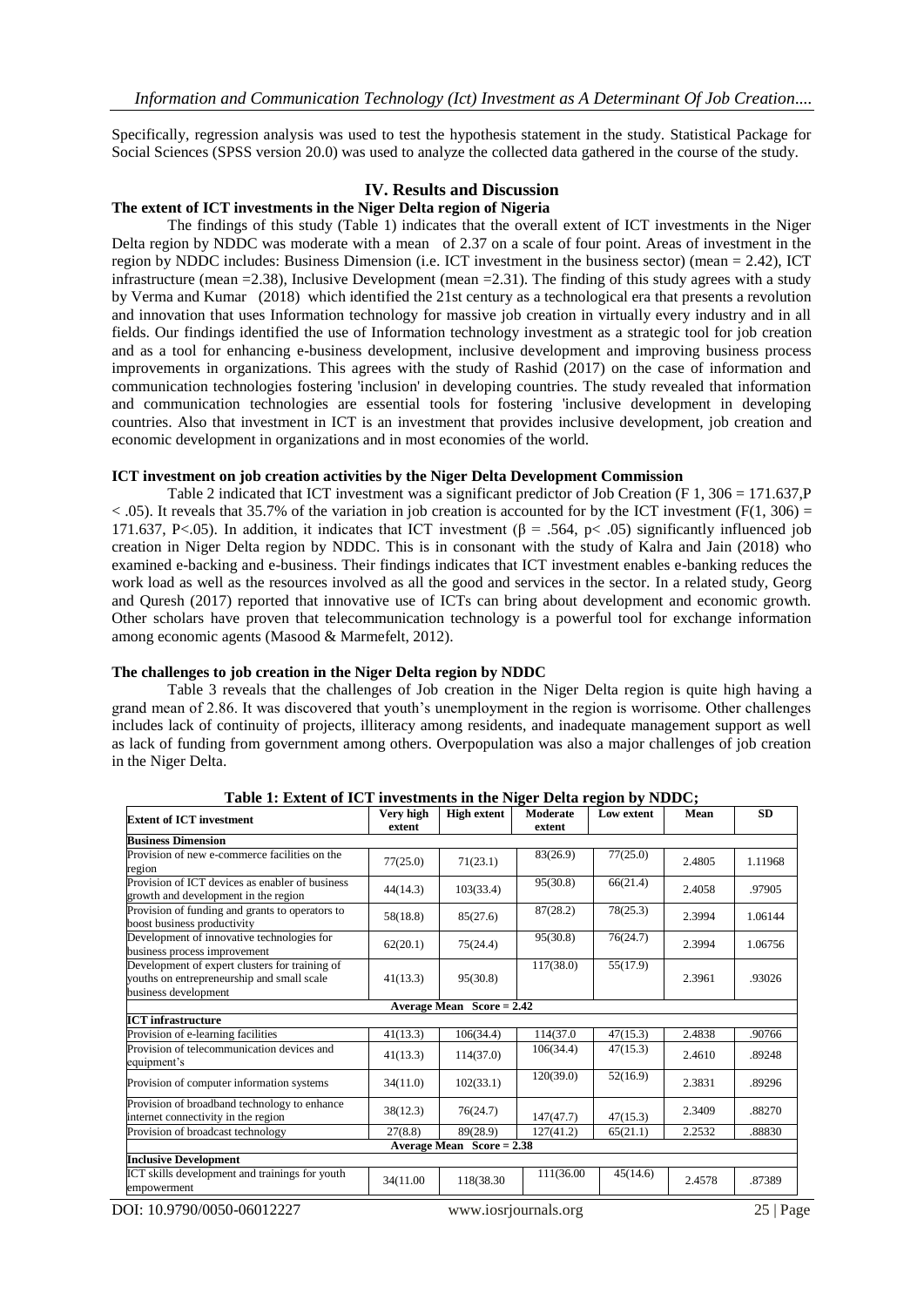Specifically, regression analysis was used to test the hypothesis statement in the study. Statistical Package for Social Sciences (SPSS version 20.0) was used to analyze the collected data gathered in the course of the study.

## IV. Results and Discussion

### The extent of ICT investments in the Niger Delta region of Nigeria

The findings of this study (Table 1) indicates that the overall extent of ICT investments in the Niger Delta region by NDDC was moderate with a mean of 2.37 on a scale of four point. Areas of investment in the region by NDDC includes: Business Dimension (i.e. ICT investment in the business sector) (mean = 2.42), ICT infrastructure (mean =2.38), Inclusive Development (mean =2.31). The finding of this study agrees with a study by Verma and Kumar (2018) which identified the 21st century as a technological era that presents a revolution and innovation that uses Information technology for massive job creation in virtually every industry and in all fields. Our findings identified the use of Information technology investment as a strategic tool for job creation and as a tool for enhancing e-business development, inclusive development and improving business process improvements in organizations. This agrees with the study of Rashid (2017) on the case of information and communication technologies fostering 'inclusion' in developing countries. The study revealed that information and communication technologies are essential tools for fostering 'inclusive development in developing countries. Also that investment in ICT is an investment that provides inclusive development, job creation and economic development in organizations and in most economies of the world.

### ICT investment on job creation activities by the Niger Delta Development Commission

Table 2 indicated that ICT investment was a significant predictor of Job Creation ($F_{1, 306} = 171.637, P < .05$). It reveals that 35.7% of the variation in job creation is accounted for by the ICT investment ($F(1, 306) = 171.637, P<.05$). In addition, it indicates that ICT investment ($\beta = .564, p< .05$) significantly influenced job creation in Niger Delta region by NDDC. This is in consonant with the study of Kalra and Jain (2018) who examined e-backing and e-business. Their findings indicates that ICT investment enables e-banking reduces the work load as well as the resources involved as all the good and services in the sector. In a related study, Georg and Quresh (2017) reported that innovative use of ICTs can bring about development and economic growth. Other scholars have proven that telecommunication technology is a powerful tool for exchange information among economic agents (Masood & Marmefelt, 2012).

### The challenges to job creation in the Niger Delta region by NDDC

Table 3 reveals that the challenges of Job creation in the Niger Delta region is quite high having a grand mean of 2.86. It was discovered that youth's unemployment in the region is worrisome. Other challenges includes lack of continuity of projects, illiteracy among residents, and inadequate management support as well as lack of funding from government among others. Overpopulation was also a major challenges of job creation in the Niger Delta.

**Table 1: Extent of ICT investments in the Niger Delta region by NDDC;**

| Extent of ICT investment | Very high extent | High extent | Moderate extent | Low extent | Mean | SD |
|---|---|---|---|---|---|---|
| **Business Dimension** | | | | | | |
| Provision of new e-commerce facilities on the region | 77(25.0) | 71(23.1) | 83(26.9) | 77(25.0) | 2.4805 | 1.11968 |
| Provision of ICT devices as enabler of business growth and development in the region | 44(14.3) | 103(33.4) | 95(30.8) | 66(21.4) | 2.4058 | .97905 |
| Provision of funding and grants to operators to boost business productivity | 58(18.8) | 85(27.6) | 87(28.2) | 78(25.3) | 2.3994 | 1.06144 |
| Development of innovative technologies for business process improvement | 62(20.1) | 75(24.4) | 95(30.8) | 76(24.7) | 2.3994 | 1.06756 |
| Development of expert clusters for training of youths on entrepreneurship and small scale business development | 41(13.3) | 95(30.8) | 117(38.0) | 55(17.9) | 2.3961 | .93026 |
| **Average Mean Score = 2.42** | | | | | | |
| **ICT infrastructure** | | | | | | |
| Provision of e-learning facilities | 41(13.3) | 106(34.4) | 114(37.0 | 47(15.3) | 2.4838 | .90766 |
| Provision of telecommunication devices and equipment's | 41(13.3) | 114(37.0) | 106(34.4) | 47(15.3) | 2.4610 | .89248 |
| Provision of computer information systems | 34(11.0) | 102(33.1) | 120(39.0) | 52(16.9) | 2.3831 | .89296 |
| Provision of broadband technology to enhance internet connectivity in the region | 38(12.3) | 76(24.7) | 147(47.7) | 47(15.3) | 2.3409 | .88270 |
| Provision of broadcast technology | 27(8.8) | 89(28.9) | 127(41.2) | 65(21.1) | 2.2532 | .88830 |
| **Average Mean Score = 2.38** | | | | | | |
| **Inclusive Development** | | | | | | |
| ICT skills development and trainings for youth empowerment | 34(11.00 | 118(38.30 | 111(36.00 | 45(14.6) | 2.4578 | .87389 |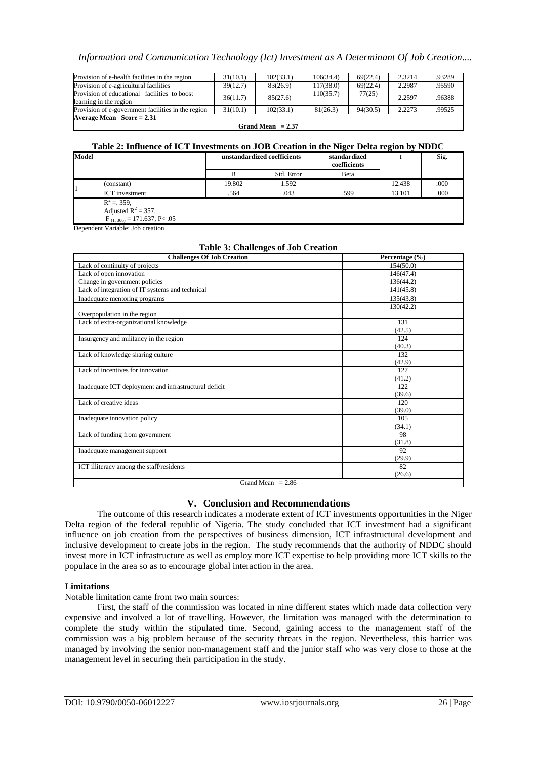| | | | | | | |
|---|---|---|---|---|---|---|
| Provision of e-health facilities in the region | 31(10.1) | 102(33.1) | 106(34.4) | 69(22.4) | 2.3214 | .93289 |
| Provision of e-agricultural facilities | 39(12.7) | 83(26.9) | 117(38.0) | 69(22.4) | 2.2987 | .95590 |
| Provision of educational facilities to boost learning in the region | 36(11.7) | 85(27.6) | 110(35.7) | 77(25) | 2.2597 | .96388 |
| Provision of e-government facilities in the region | 31(10.1) | 102(33.1) | 81(26.3) | 94(30.5) | 2.2273 | .99525 |
| **Average Mean Score = 2.31** | | | | | | |
| **Grand Mean = 2.37** | | | | | | |

**Table 2: Influence of ICT Investments on JOB Creation in the Niger Delta region by NDDC**

| Model | | unstandardized coefficients | | standardized coefficients | t | Sig. |
|---|---|---|---|---|---|---|
| | | B | Std. Error | Beta | | |
| 1 | (constant) | 19.802 | 1.592 | | 12.438 | .000 |
| | ICT investment | .564 | .043 | .599 | 13.101 | .000 |
| | $R^2 = .359$, Adjusted $R^2 = .357$, $F_{(1, 306)} = 171.637$, $P < .05$ | | | | | |

Dependent Variable: Job creation

**Table 3: Challenges of Job Creation**

| Challenges Of Job Creation | Percentage (%) |
|---|---|
| Lack of continuity of projects | 154(50.0) |
| Lack of open innovation | 146(47.4) |
| Change in government policies | 136(44.2) |
| Lack of integration of IT systems and technical | 141(45.8) |
| Inadequate mentoring programs | 135(43.8) |
| Overpopulation in the region | 130(42.2) |
| Lack of extra-organizational knowledge | 131 (42.5) |
| Insurgency and militancy in the region | 124 (40.3) |
| Lack of knowledge sharing culture | 132 (42.9) |
| Lack of incentives for innovation | 127 (41.2) |
| Inadequate ICT deployment and infrastructural deficit | 122 (39.6) |
| Lack of creative ideas | 120 (39.0) |
| Inadequate innovation policy | 105 (34.1) |
| Lack of funding from government | 98 (31.8) |
| Inadequate management support | 92 (29.9) |
| ICT illiteracy among the staff/residents | 82 (26.6) |
| Grand Mean = 2.86 | |

## V. Conclusion and Recommendations

The outcome of this research indicates a moderate extent of ICT investments opportunities in the Niger Delta region of the federal republic of Nigeria. The study concluded that ICT investment had a significant influence on job creation from the perspectives of business dimension, ICT infrastructural development and inclusive development to create jobs in the region. The study recommends that the authority of NDDC should invest more in ICT infrastructure as well as employ more ICT expertise to help providing more ICT skills to the populace in the area so as to encourage global interaction in the area.

### Limitations

Notable limitation came from two main sources:

First, the staff of the commission was located in nine different states which made data collection very expensive and involved a lot of travelling. However, the limitation was managed with the determination to complete the study within the stipulated time. Second, gaining access to the management staff of the commission was a big problem because of the security threats in the region. Nevertheless, this barrier was managed by involving the senior non-management staff and the junior staff who was very close to those at the management level in securing their participation in the study.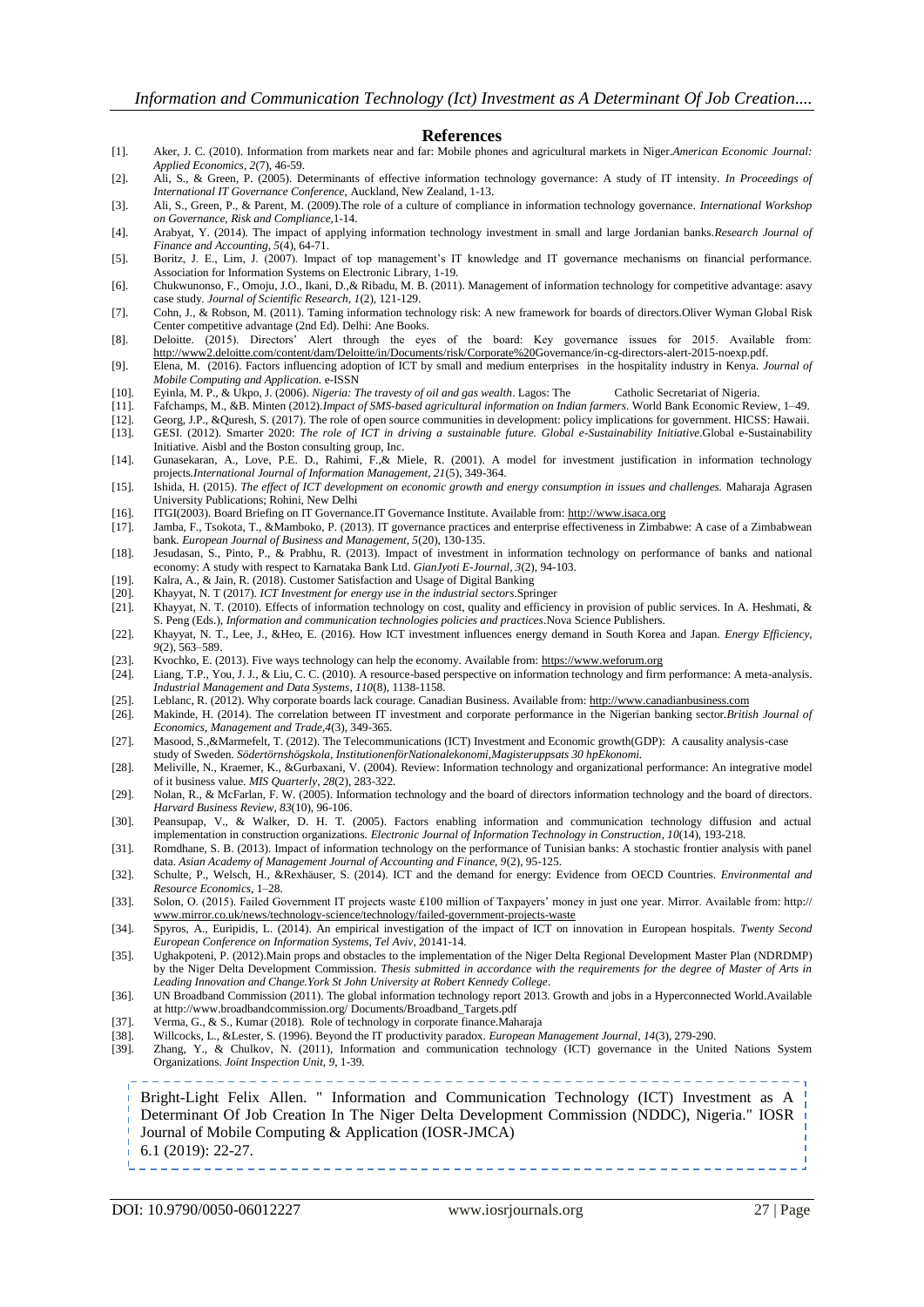## References

[1]. Aker, J. C. (2010). Information from markets near and far: Mobile phones and agricultural markets in Niger.*American Economic Journal: Applied Economics, 2*(7), 46-59.

[2]. Ali, S., & Green, P. (2005). Determinants of effective information technology governance: A study of IT intensity. *In Proceedings of International IT Governance Conference*, Auckland, New Zealand, 1-13.

[3]. Ali, S., Green, P., & Parent, M. (2009).The role of a culture of compliance in information technology governance. *International Workshop on Governance, Risk and Compliance*,1-14.

[4]. Arabyat, Y. (2014). The impact of applying information technology investment in small and large Jordanian banks.*Research Journal of Finance and Accounting, 5*(4), 64-71.

[5]. Boritz, J. E., Lim, J. (2007). Impact of top management's IT knowledge and IT governance mechanisms on financial performance. Association for Information Systems on Electronic Library, 1-19.

[6]. Chukwunonso, F., Omoju, J.O., Ikani, D.,& Ribadu, M. B. (2011). Management of information technology for competitive advantage: asavy case study. *Journal of Scientific Research, 1*(2), 121-129.

[7]. Cohn, J., & Robson, M. (2011). Taming information technology risk: A new framework for boards of directors.Oliver Wyman Global Risk Center competitive advantage (2nd Ed). Delhi: Ane Books.

[8]. Deloitte. (2015). Directors' Alert through the eyes of the board: Key governance issues for 2015. Available from: http://www2.deloitte.com/content/dam/Deloitte/in/Documents/risk/Corporate%20Governance/in-cg-directors-alert-2015-noexp.pdf.

[9]. Elena, M. (2016). Factors influencing adoption of ICT by small and medium enterprises in the hospitality industry in Kenya. *Journal of Mobile Computing and Application.* e-ISSN

[10]. Eyinla, M. P., & Ukpo, J. (2006). *Nigeria: The travesty of oil and gas wealth*. Lagos: The Catholic Secretariat of Nigeria.

[11]. Fafchamps, M., &B. Minten (2012).*Impact of SMS-based agricultural information on Indian farmers*. World Bank Economic Review, 1–49.

[12]. Georg, J.P., &Quresh, S. (2017). The role of open source communities in development: policy implications for government. HICSS: Hawaii.

[13]. GESI. (2012). Smarter 2020: *The role of ICT in driving a sustainable future. Global e-Sustainability Initiative*.Global e-Sustainability Initiative. Aisbl and the Boston consulting group, Inc.

[14]. Gunasekaran, A., Love, P.E. D., Rahimi, F.,& Miele, R. (2001). A model for investment justification in information technology projects.*International Journal of Information Management, 21*(5), 349-364.

[15]. Ishida, H. (2015). *The effect of ICT development on economic growth and energy consumption in issues and challenges.* Maharaja Agrasen University Publications; Rohini, New Delhi

[16]. ITGI(2003). Board Briefing on IT Governance.IT Governance Institute. Available from: http://www.isaca.org

[17]. Jamba, F., Tsokota, T., &Mamboko, P. (2013). IT governance practices and enterprise effectiveness in Zimbabwe: A case of a Zimbabwean bank. *European Journal of Business and Management, 5*(20), 130-135.

[18]. Jesudasan, S., Pinto, P., & Prabhu, R. (2013). Impact of investment in information technology on performance of banks and national economy: A study with respect to Karnataka Bank Ltd. *GianJyoti E-Journal, 3*(2), 94-103.

[19]. Kalra, A., & Jain, R. (2018). Customer Satisfaction and Usage of Digital Banking

[20]. Khayyat, N. T (2017). *ICT Investment for energy use in the industrial sectors.*Springer

[21]. Khayyat, N. T. (2010). Effects of information technology on cost, quality and efficiency in provision of public services. In A. Heshmati, & S. Peng (Eds.), *Information and communication technologies policies and practices*.Nova Science Publishers.

[22]. Khayyat, N. T., Lee, J., &Heo, E. (2016). How ICT investment influences energy demand in South Korea and Japan. *Energy Efficiency, 9*(2), 563–589.

[23]. Kvochko, E. (2013). Five ways technology can help the economy. Available from: https://www.weforum.org

[24]. Liang, T.P., You, J. J., & Liu, C. C. (2010). A resource-based perspective on information technology and firm performance: A meta-analysis. *Industrial Management and Data Systems, 110*(8), 1138-1158.

[25]. Leblanc, R. (2012). Why corporate boards lack courage. Canadian Business. Available from: http://www.canadianbusiness.com

[26]. Makinde, H. (2014). The correlation between IT investment and corporate performance in the Nigerian banking sector.*British Journal of Economics, Management and Trade,4*(3), 349-365.

[27]. Masood, S.,&Marmefelt, T. (2012). The Telecommunications (ICT) Investment and Economic growth(GDP): A causality analysis-case study of Sweden. *SödertörnshögskolaInstitutionenförNationalekonomi,Magisteruppsats 30 hpEkonomi.*

[28]. Meliville, N., Kraemer, K., &Gurbaxani, V. (2004). Review: Information technology and organizational performance: An integrative model of it business value. *MIS Quarterly, 28*(2), 283-322.

[29]. Nolan, R., & McFarlan, F. W. (2005). Information technology and the board of directors information technology and the board of directors. *Harvard Business Review, 83*(10), 96-106.

[30]. Peansupap, V., & Walker, D. H. T. (2005). Factors enabling information and communication technology diffusion and actual implementation in construction organizations. *Electronic Journal of Information Technology in Construction, 10*(14), 193-218.

[31]. Romdhane, S. B. (2013). Impact of information technology on the performance of Tunisian banks: A stochastic frontier analysis with panel data. *Asian Academy of Management Journal of Accounting and Finance, 9*(2), 95-125.

[32]. Schulte, P., Welsch, H., &Rexhäuser, S. (2014). ICT and the demand for energy: Evidence from OECD Countries. *Environmental and Resource Economics*, 1–28.

[33]. Solon, O. (2015). Failed Government IT projects waste £100 million of Taxpayers' money in just one year. Mirror. Available from: http:// www.mirror.co.uk/news/technology-science/technology/failed-government-projects-waste

[34]. Spyros, A., Euripidis, L. (2014). An empirical investigation of the impact of ICT on innovation in European hospitals. *Twenty Second European Conference on Information Systems, Tel Aviv*, 20141-14.

[35]. Ughakpoteni, P. (2012).Main props and obstacles to the implementation of the Niger Delta Regional Development Master Plan (NDRDMP) by the Niger Delta Development Commission. *Thesis submitted in accordance with the requirements for the degree of Master of Arts in Leading Innovation and Change.York St John University at Robert Kennedy College*.

[36]. UN Broadband Commission (2011). The global information technology report 2013. Growth and jobs in a Hyperconnected World.Available at http://www.broadbandcommission.org/ Documents/Broadband_Targets.pdf

[37]. Verma, G., & S., Kumar (2018). Role of technology in corporate finance.Maharaja

[38]. Willcocks, L., &Lester, S. (1996). Beyond the IT productivity paradox. *European Management Journal, 14*(3), 279-290.

[39]. Zhang, Y., & Chulkov, N. (2011), Information and communication technology (ICT) governance in the United Nations System Organizations. *Joint Inspection Unit, 9*, 1-39.

Bright-Light Felix Allen. " Information and Communication Technology (ICT) Investment as A Determinant Of Job Creation In The Niger Delta Development Commission (NDDC), Nigeria." IOSR Journal of Mobile Computing & Application (IOSR-JMCA) 6.1 (2019): 22-27.